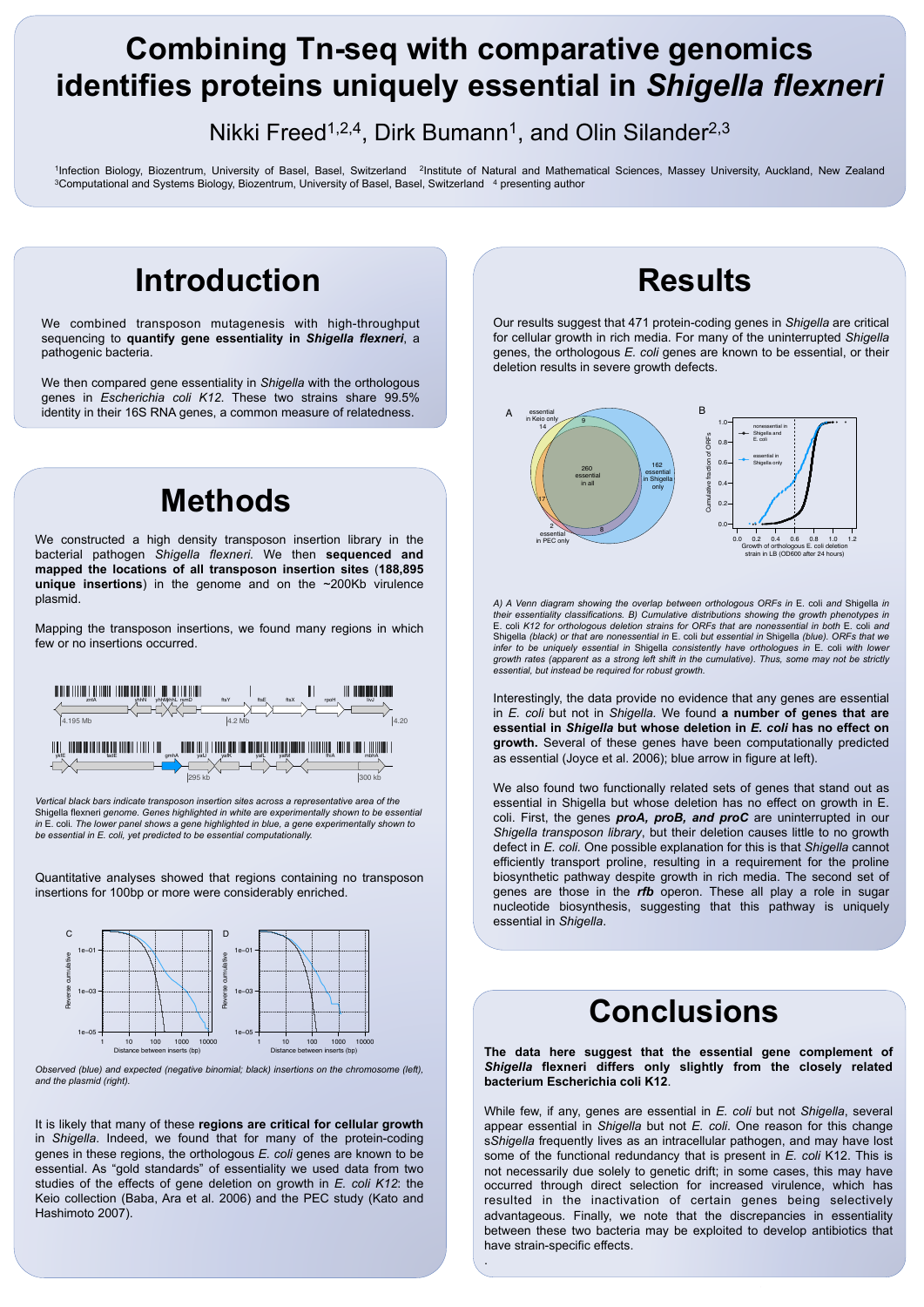# Combining Tn-seq with comparative genomics identifies proteins uniquely essential in *Shigella flexneri*

Nikki Freed[1,2,4], Dirk Bumann[1], and Olin Silander[2,3]

[1]Infection Biology, Biozentrum, University of Basel, Basel, Switzerland [2]Institute of Natural and Mathematical Sciences, Massey University, Auckland, New Zealand [3]Computational and Systems Biology, Biozentrum, University of Basel, Basel, Switzerland [4] presenting author

## Introduction

We combined transposon mutagenesis with high-throughput sequencing to **quantify gene essentiality in *Shigella flexneri***, a pathogenic bacteria.

We then compared gene essentiality in *Shigella* with the orthologous genes in *Escherichia coli K12.* These two strains share 99.5% identity in their 16S RNA genes, a common measure of relatedness.

## Methods

We constructed a high density transposon insertion library in the bacterial pathogen *Shigella flexneri.* We then **sequenced and mapped the locations of all transposon insertion sites** (**188,895 unique insertions**) in the genome and on the ~200Kb virulence plasmid.

Mapping the transposon insertions, we found many regions in which few or no insertions occurred.

*Vertical black bars indicate transposon insertion sites across a representative area of the* Shigella flexneri *genome. Genes highlighted in white are experimentally shown to be essential in* E. coli. *The lower panel shows a gene highlighted in blue, a gene experimentally shown to be essential in E. coli, yet predicted to be essential computationally.*

Quantitative analyses showed that regions containing no transposon insertions for 100bp or more were considerably enriched.

*Observed (blue) and expected (negative binomial; black) insertions on the chromosome (left), and the plasmid (right).*

It is likely that many of these **regions are critical for cellular growth** in *Shigella*. Indeed, we found that for many of the protein-coding genes in these regions, the orthologous *E. coli* genes are known to be essential. As "gold standards" of essentiality we used data from two studies of the effects of gene deletion on growth in *E. coli K12*: the Keio collection (Baba, Ara et al. 2006) and the PEC study (Kato and Hashimoto 2007).

## Results

Our results suggest that 471 protein-coding genes in *Shigella* are critical for cellular growth in rich media. For many of the uninterrupted *Shigella* genes, the orthologous *E. coli* genes are known to be essential, or their deletion results in severe growth defects.

*A) A Venn diagram showing the overlap between orthologous ORFs in* E. coli *and* Shigella *in their essentiality classifications. B) Cumulative distributions showing the growth phenotypes in* E. coli *K12 for orthologous deletion strains for ORFs that are nonessential in both* E. coli *and* Shigella *(black) or that are nonessential in* E. coli *but essential in* Shigella *(blue). ORFs that we infer to be uniquely essential in* Shigella *consistently have orthologues in* E. coli *with lower growth rates (apparent as a strong left shift in the cumulative). Thus, some may not be strictly essential, but instead be required for robust growth.*

Interestingly, the data provide no evidence that any genes are essential in *E. coli* but not in *Shigella.* We found **a number of genes that are essential in *Shigella* but whose deletion in *E. coli* has no effect on growth.** Several of these genes have been computationally predicted as essential (Joyce et al. 2006); blue arrow in figure at left).

We also found two functionally related sets of genes that stand out as essential in Shigella but whose deletion has no effect on growth in E. coli. First, the genes ***proA, proB, and proC*** are uninterrupted in our *Shigella transposon library*, but their deletion causes little to no growth defect in *E. coli.* One possible explanation for this is that *Shigella* cannot efficiently transport proline, resulting in a requirement for the proline biosynthetic pathway despite growth in rich media. The second set of genes are those in the ***rfb*** operon. These all play a role in sugar nucleotide biosynthesis, suggesting that this pathway is uniquely essential in *Shigella*.

## Conclusions

**The data here suggest that the essential gene complement of *Shigella* flexneri differs only slightly from the closely related bacterium Escherichia coli K12**.

While few, if any, genes are essential in *E. coli* but not *Shigella*, several appear essential in *Shigella* but not *E. coli*. One reason for this change s*Shigella* frequently lives as an intracellular pathogen, and may have lost some of the functional redundancy that is present in *E. coli* K12. This is not necessarily due solely to genetic drift; in some cases, this may have occurred through direct selection for increased virulence, which has resulted in the inactivation of certain genes being selectively advantageous. Finally, we note that the discrepancies in essentiality between these two bacteria may be exploited to develop antibiotics that have strain-specific effects.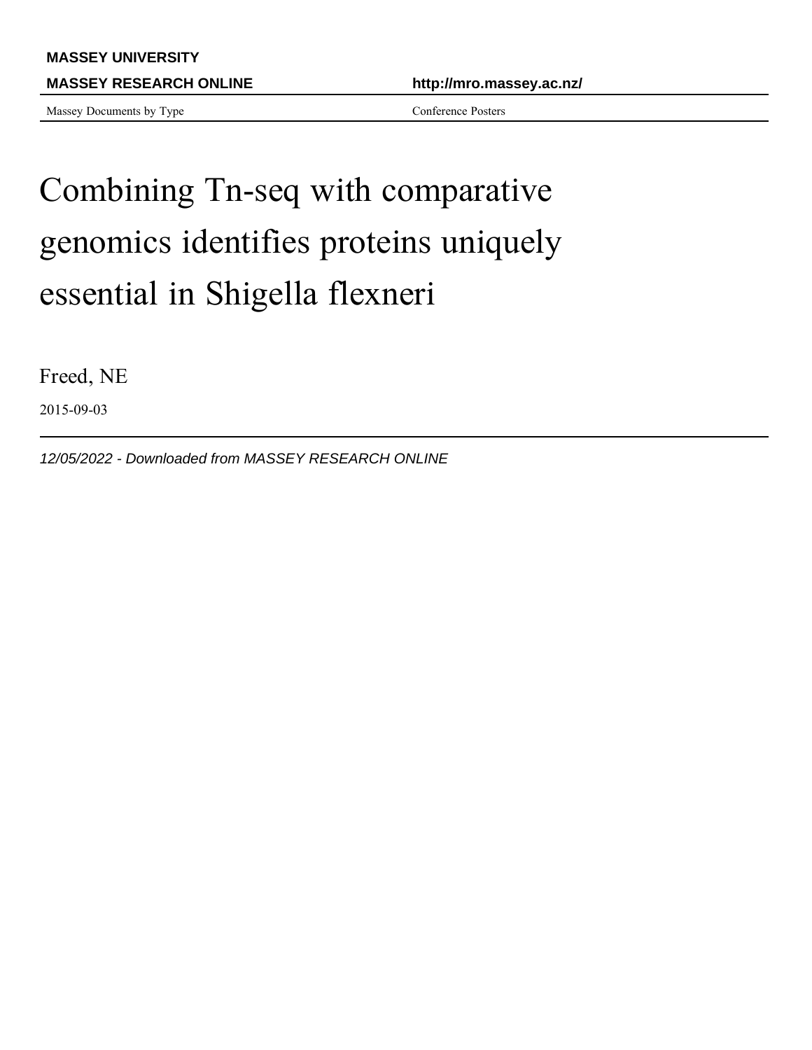MASSEY UNIVERSITY

MASSEY RESEARCH ONLINE http://mro.massey.ac.nz/

Massey Documents by Type Conference Posters

# Combining Tn-seq with comparative genomics identifies proteins uniquely essential in Shigella flexneri

Freed, NE

2015-09-03

*12/05/2022 - Downloaded from MASSEY RESEARCH ONLINE*